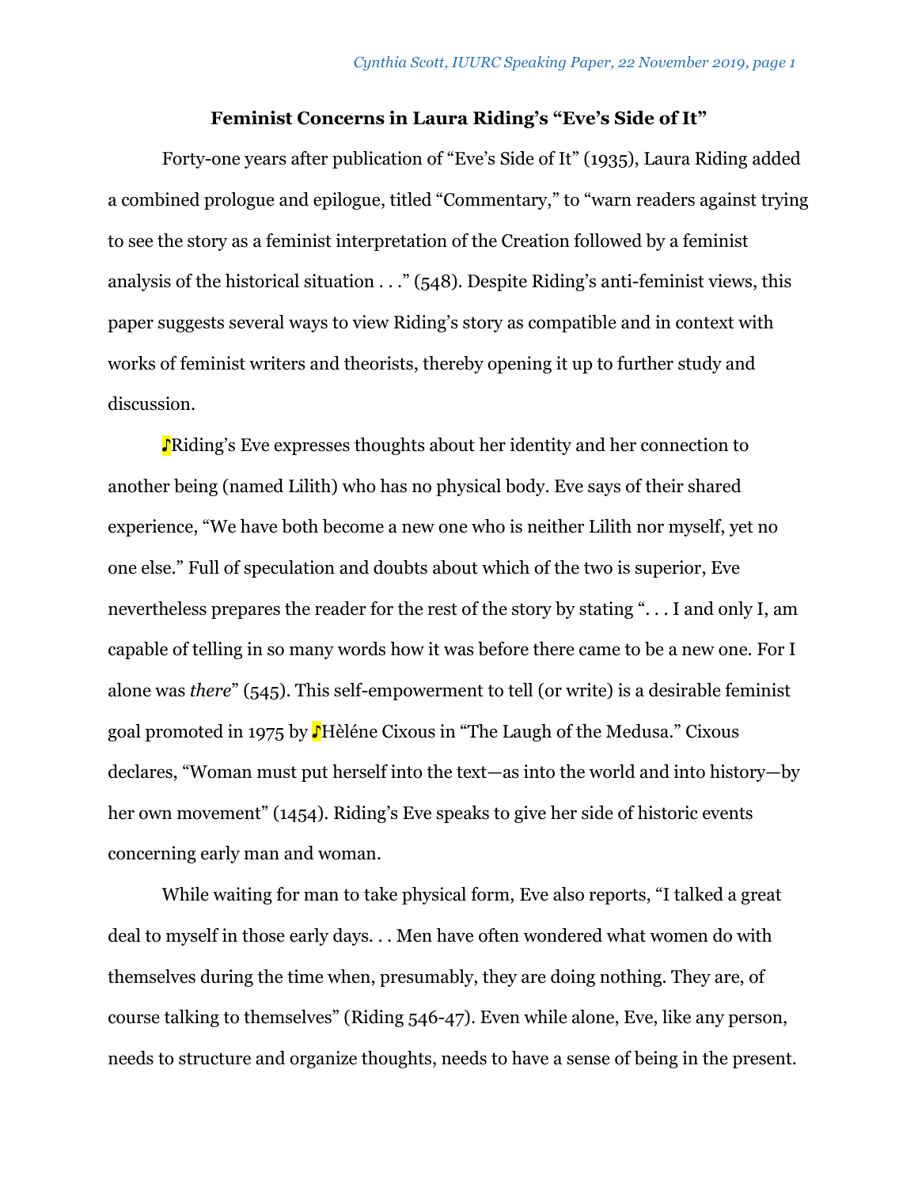## Feminist Concerns in Laura Riding's "Eve's Side of It"

Forty-one years after publication of "Eve's Side of It" (1935), Laura Riding added a combined prologue and epilogue, titled "Commentary," to "warn readers against trying to see the story as a feminist interpretation of the Creation followed by a feminist analysis of the historical situation . . ." (548). Despite Riding's anti-feminist views, this paper suggests several ways to view Riding's story as compatible and in context with works of feminist writers and theorists, thereby opening it up to further study and discussion.

♪Riding's Eve expresses thoughts about her identity and her connection to another being (named Lilith) who has no physical body. Eve says of their shared experience, "We have both become a new one who is neither Lilith nor myself, yet no one else." Full of speculation and doubts about which of the two is superior, Eve nevertheless prepares the reader for the rest of the story by stating ". . . I and only I, am capable of telling in so many words how it was before there came to be a new one. For I alone was *there*" (545). This self-empowerment to tell (or write) is a desirable feminist goal promoted in 1975 by ♪Hèléne Cixous in "The Laugh of the Medusa." Cixous declares, "Woman must put herself into the text—as into the world and into history—by her own movement" (1454). Riding's Eve speaks to give her side of historic events concerning early man and woman.

While waiting for man to take physical form, Eve also reports, "I talked a great deal to myself in those early days. . . Men have often wondered what women do with themselves during the time when, presumably, they are doing nothing. They are, of course talking to themselves" (Riding 546-47). Even while alone, Eve, like any person, needs to structure and organize thoughts, needs to have a sense of being in the present.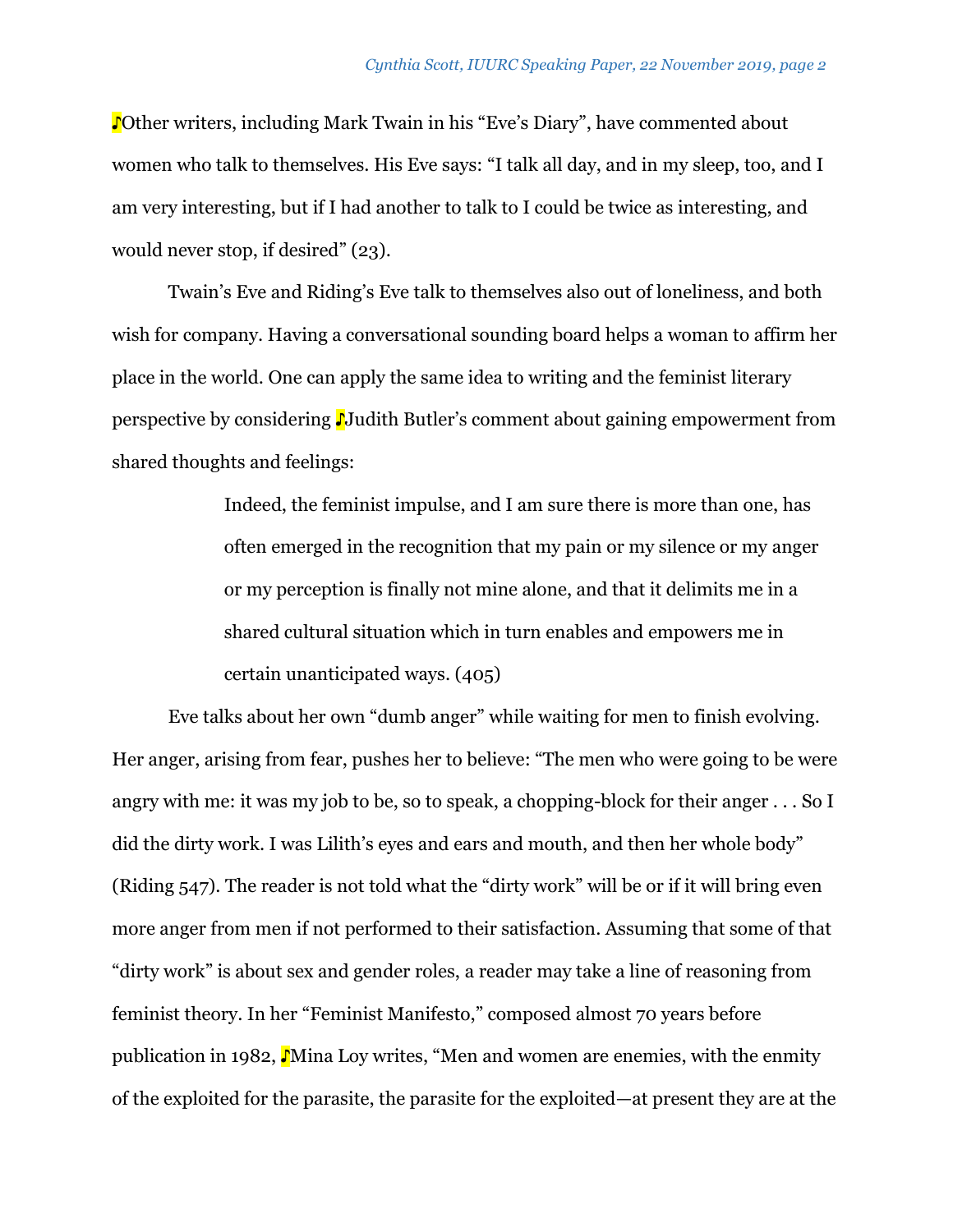♪Other writers, including Mark Twain in his "Eve's Diary", have commented about women who talk to themselves. His Eve says: "I talk all day, and in my sleep, too, and I am very interesting, but if I had another to talk to I could be twice as interesting, and would never stop, if desired" (23).

Twain's Eve and Riding's Eve talk to themselves also out of loneliness, and both wish for company. Having a conversational sounding board helps a woman to affirm her place in the world. One can apply the same idea to writing and the feminist literary perspective by considering ♪Judith Butler's comment about gaining empowerment from shared thoughts and feelings:

> Indeed, the feminist impulse, and I am sure there is more than one, has often emerged in the recognition that my pain or my silence or my anger or my perception is finally not mine alone, and that it delimits me in a shared cultural situation which in turn enables and empowers me in certain unanticipated ways. (405)

Eve talks about her own "dumb anger" while waiting for men to finish evolving. Her anger, arising from fear, pushes her to believe: "The men who were going to be were angry with me: it was my job to be, so to speak, a chopping-block for their anger . . . So I did the dirty work. I was Lilith's eyes and ears and mouth, and then her whole body" (Riding 547). The reader is not told what the "dirty work" will be or if it will bring even more anger from men if not performed to their satisfaction. Assuming that some of that "dirty work" is about sex and gender roles, a reader may take a line of reasoning from feminist theory. In her "Feminist Manifesto," composed almost 70 years before publication in 1982, ♪Mina Loy writes, "Men and women are enemies, with the enmity of the exploited for the parasite, the parasite for the exploited—at present they are at the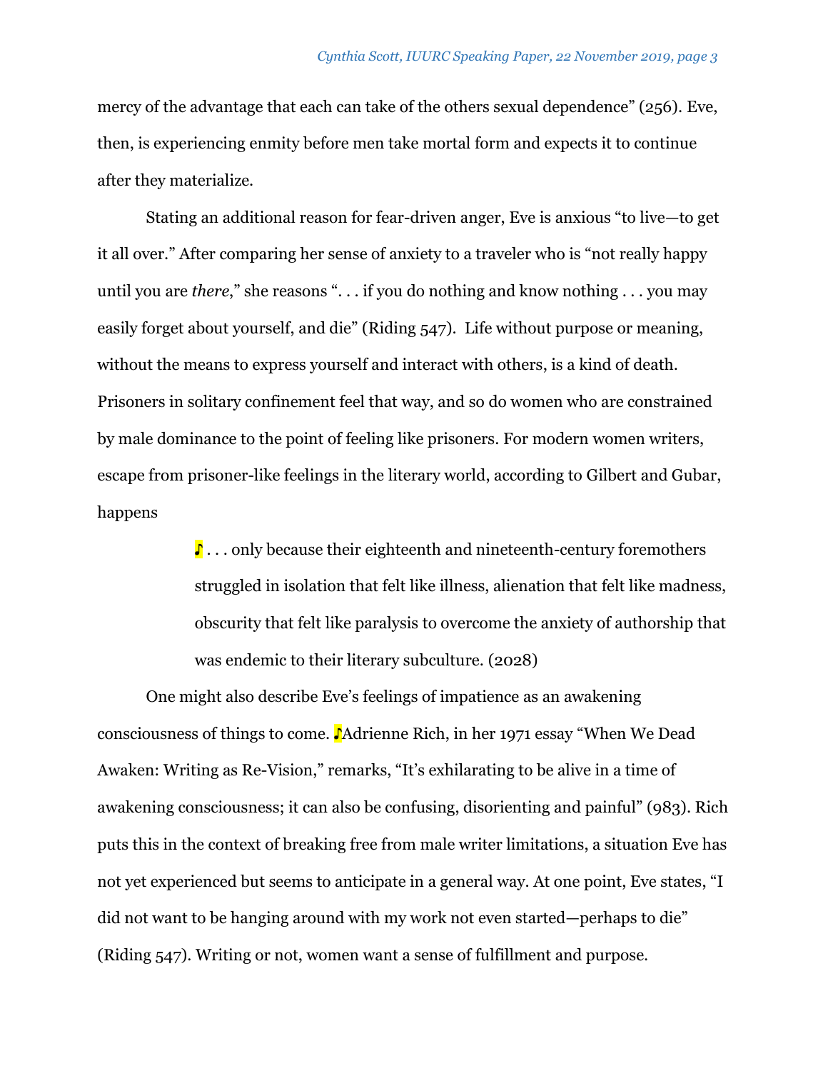mercy of the advantage that each can take of the others sexual dependence" (256). Eve, then, is experiencing enmity before men take mortal form and expects it to continue after they materialize.

Stating an additional reason for fear-driven anger, Eve is anxious "to live—to get it all over." After comparing her sense of anxiety to a traveler who is "not really happy until you are *there*," she reasons ". . . if you do nothing and know nothing . . . you may easily forget about yourself, and die" (Riding 547). Life without purpose or meaning, without the means to express yourself and interact with others, is a kind of death. Prisoners in solitary confinement feel that way, and so do women who are constrained by male dominance to the point of feeling like prisoners. For modern women writers, escape from prisoner-like feelings in the literary world, according to Gilbert and Gubar, happens

> ♪ . . . only because their eighteenth and nineteenth-century foremothers struggled in isolation that felt like illness, alienation that felt like madness, obscurity that felt like paralysis to overcome the anxiety of authorship that was endemic to their literary subculture. (2028)

One might also describe Eve's feelings of impatience as an awakening consciousness of things to come. ♪Adrienne Rich, in her 1971 essay "When We Dead Awaken: Writing as Re-Vision," remarks, "It's exhilarating to be alive in a time of awakening consciousness; it can also be confusing, disorienting and painful" (983). Rich puts this in the context of breaking free from male writer limitations, a situation Eve has not yet experienced but seems to anticipate in a general way. At one point, Eve states, "I did not want to be hanging around with my work not even started—perhaps to die" (Riding 547). Writing or not, women want a sense of fulfillment and purpose.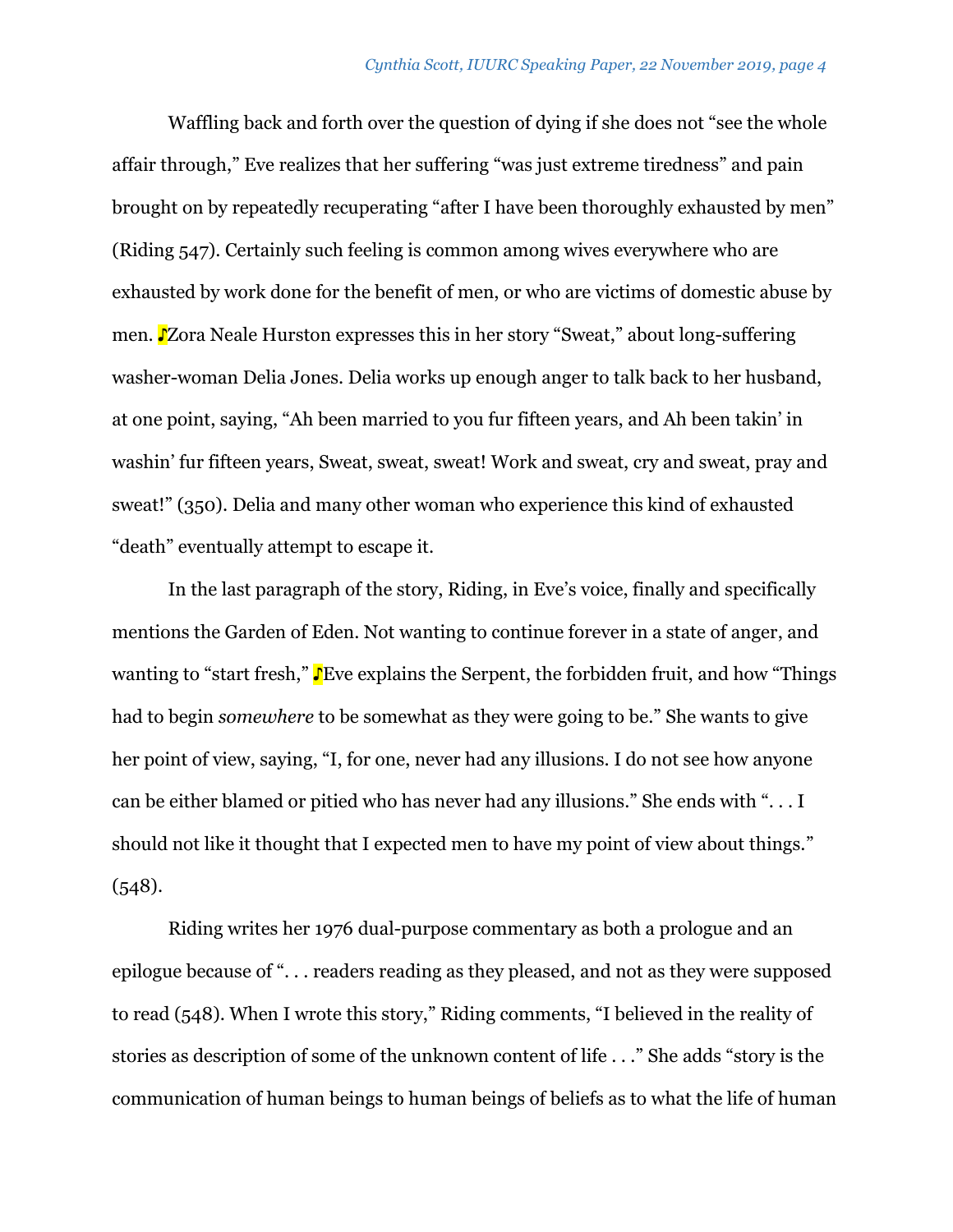Waffling back and forth over the question of dying if she does not "see the whole affair through," Eve realizes that her suffering "was just extreme tiredness" and pain brought on by repeatedly recuperating "after I have been thoroughly exhausted by men" (Riding 547). Certainly such feeling is common among wives everywhere who are exhausted by work done for the benefit of men, or who are victims of domestic abuse by men. ♪Zora Neale Hurston expresses this in her story "Sweat," about long-suffering washer-woman Delia Jones. Delia works up enough anger to talk back to her husband, at one point, saying, "Ah been married to you fur fifteen years, and Ah been takin' in washin' fur fifteen years, Sweat, sweat, sweat! Work and sweat, cry and sweat, pray and sweat!" (350). Delia and many other woman who experience this kind of exhausted "death" eventually attempt to escape it.

In the last paragraph of the story, Riding, in Eve's voice, finally and specifically mentions the Garden of Eden. Not wanting to continue forever in a state of anger, and wanting to "start fresh," ♪Eve explains the Serpent, the forbidden fruit, and how "Things had to begin *somewhere* to be somewhat as they were going to be." She wants to give her point of view, saying, "I, for one, never had any illusions. I do not see how anyone can be either blamed or pitied who has never had any illusions." She ends with ". . . I should not like it thought that I expected men to have my point of view about things." (548).

Riding writes her 1976 dual-purpose commentary as both a prologue and an epilogue because of ". . . readers reading as they pleased, and not as they were supposed to read (548). When I wrote this story," Riding comments, "I believed in the reality of stories as description of some of the unknown content of life . . ." She adds "story is the communication of human beings to human beings of beliefs as to what the life of human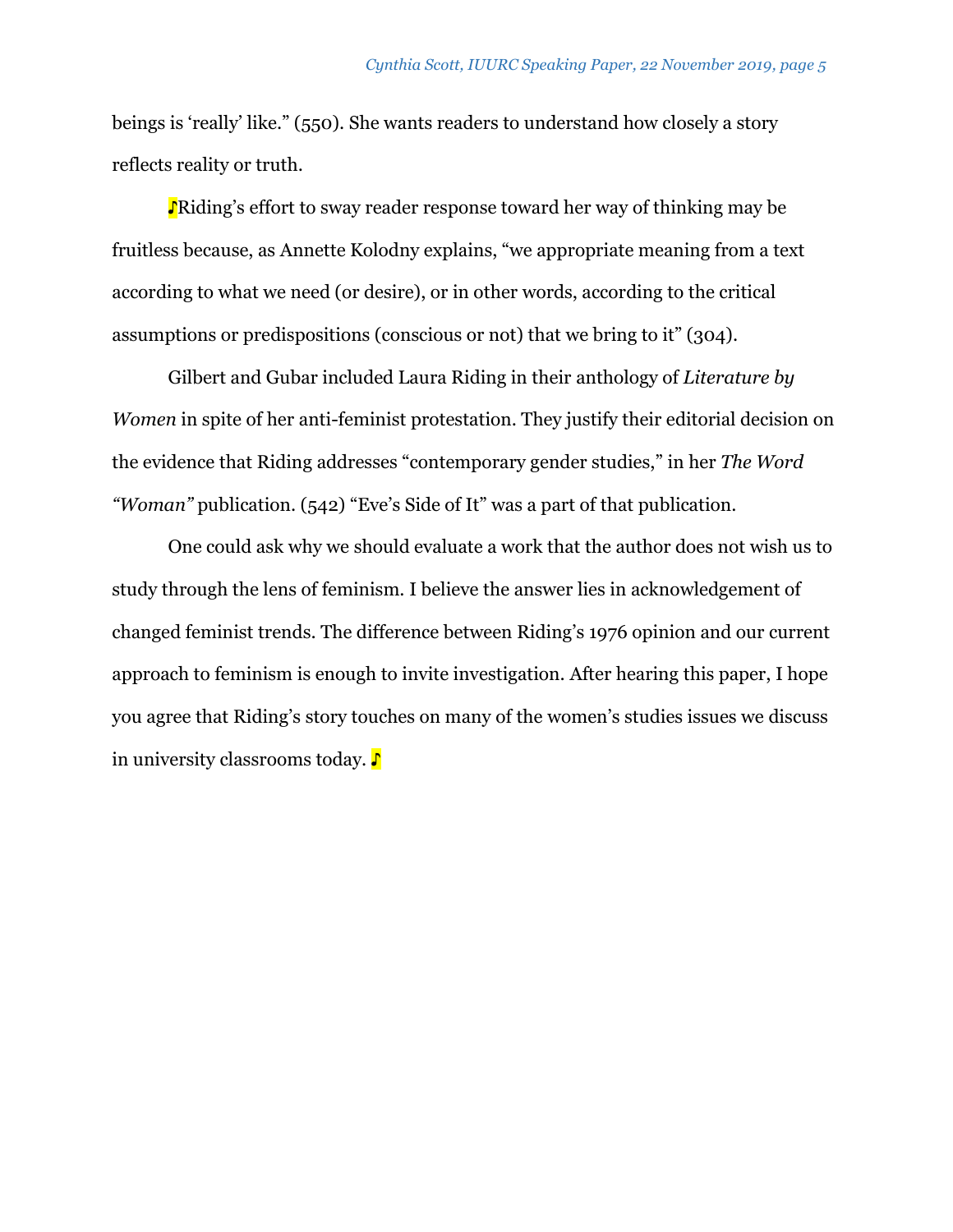beings is 'really' like." (550). She wants readers to understand how closely a story reflects reality or truth.

♪Riding's effort to sway reader response toward her way of thinking may be fruitless because, as Annette Kolodny explains, "we appropriate meaning from a text according to what we need (or desire), or in other words, according to the critical assumptions or predispositions (conscious or not) that we bring to it" (304).

Gilbert and Gubar included Laura Riding in their anthology of *Literature by Women* in spite of her anti-feminist protestation. They justify their editorial decision on the evidence that Riding addresses "contemporary gender studies," in her *The Word "Woman"* publication. (542) "Eve's Side of It" was a part of that publication.

One could ask why we should evaluate a work that the author does not wish us to study through the lens of feminism. I believe the answer lies in acknowledgement of changed feminist trends. The difference between Riding's 1976 opinion and our current approach to feminism is enough to invite investigation. After hearing this paper, I hope you agree that Riding's story touches on many of the women's studies issues we discuss in university classrooms today. ♪